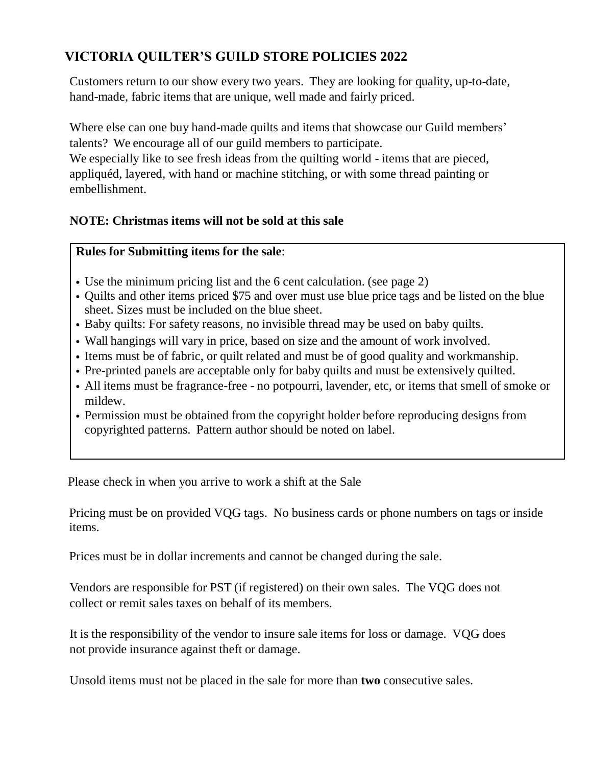# VICTORIA QUILTER'S GUILD STORE POLICIES 2022

Customers return to our show every two years. They are looking for quality, up-to-date, hand-made, fabric items that are unique, well made and fairly priced.

Where else can one buy hand-made quilts and items that showcase our Guild members' talents? We encourage all of our guild members to participate.
We especially like to see fresh ideas from the quilting world - items that are pieced, appliquéd, layered, with hand or machine stitching, or with some thread painting or embellishment.

**NOTE: Christmas items will not be sold at this sale**

**Rules for Submitting items for the sale**:

- Use the minimum pricing list and the 6 cent calculation. (see page 2)
- Quilts and other items priced $75 and over must use blue price tags and be listed on the blue sheet. Sizes must be included on the blue sheet.
- Baby quilts: For safety reasons, no invisible thread may be used on baby quilts.
- Wall hangings will vary in price, based on size and the amount of work involved.
- Items must be of fabric, or quilt related and must be of good quality and workmanship.
- Pre-printed panels are acceptable only for baby quilts and must be extensively quilted.
- All items must be fragrance-free - no potpourri, lavender, etc, or items that smell of smoke or mildew.
- Permission must be obtained from the copyright holder before reproducing designs from copyrighted patterns. Pattern author should be noted on label.

Please check in when you arrive to work a shift at the Sale

Pricing must be on provided VQG tags. No business cards or phone numbers on tags or inside items.

Prices must be in dollar increments and cannot be changed during the sale.

Vendors are responsible for PST (if registered) on their own sales. The VQG does not collect or remit sales taxes on behalf of its members.

It is the responsibility of the vendor to insure sale items for loss or damage. VQG does not provide insurance against theft or damage.

Unsold items must not be placed in the sale for more than **two** consecutive sales.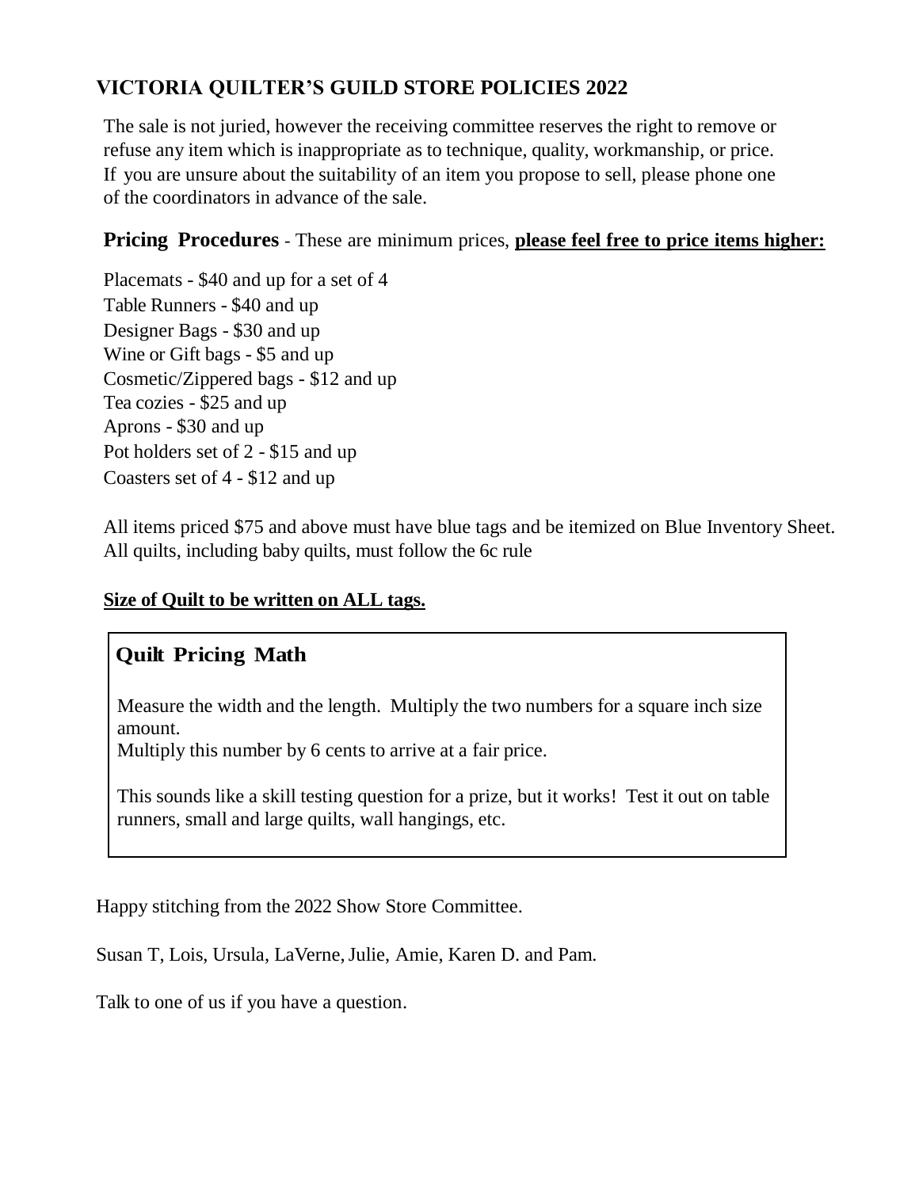# VICTORIA QUILTER'S GUILD STORE POLICIES 2022

The sale is not juried, however the receiving committee reserves the right to remove or refuse any item which is inappropriate as to technique, quality, workmanship, or price. If you are unsure about the suitability of an item you propose to sell, please phone one of the coordinators in advance of the sale.

**Pricing Procedures** - These are minimum prices, **please feel free to price items higher:**

Placemats - $40 and up for a set of 4
Table Runners - $40 and up
Designer Bags - $30 and up
Wine or Gift bags - $5 and up
Cosmetic/Zippered bags - $12 and up
Tea cozies - $25 and up
Aprons - $30 and up
Pot holders set of 2 - $15 and up
Coasters set of 4 - $12 and up

All items priced $75 and above must have blue tags and be itemized on Blue Inventory Sheet. All quilts, including baby quilts, must follow the 6c rule

**Size of Quilt to be written on ALL tags.**

## Quilt Pricing Math

Measure the width and the length. Multiply the two numbers for a square inch size amount.
Multiply this number by 6 cents to arrive at a fair price.

This sounds like a skill testing question for a prize, but it works! Test it out on table runners, small and large quilts, wall hangings, etc.

Happy stitching from the 2022 Show Store Committee.

Susan T, Lois, Ursula, LaVerne, Julie, Amie, Karen D. and Pam.

Talk to one of us if you have a question.